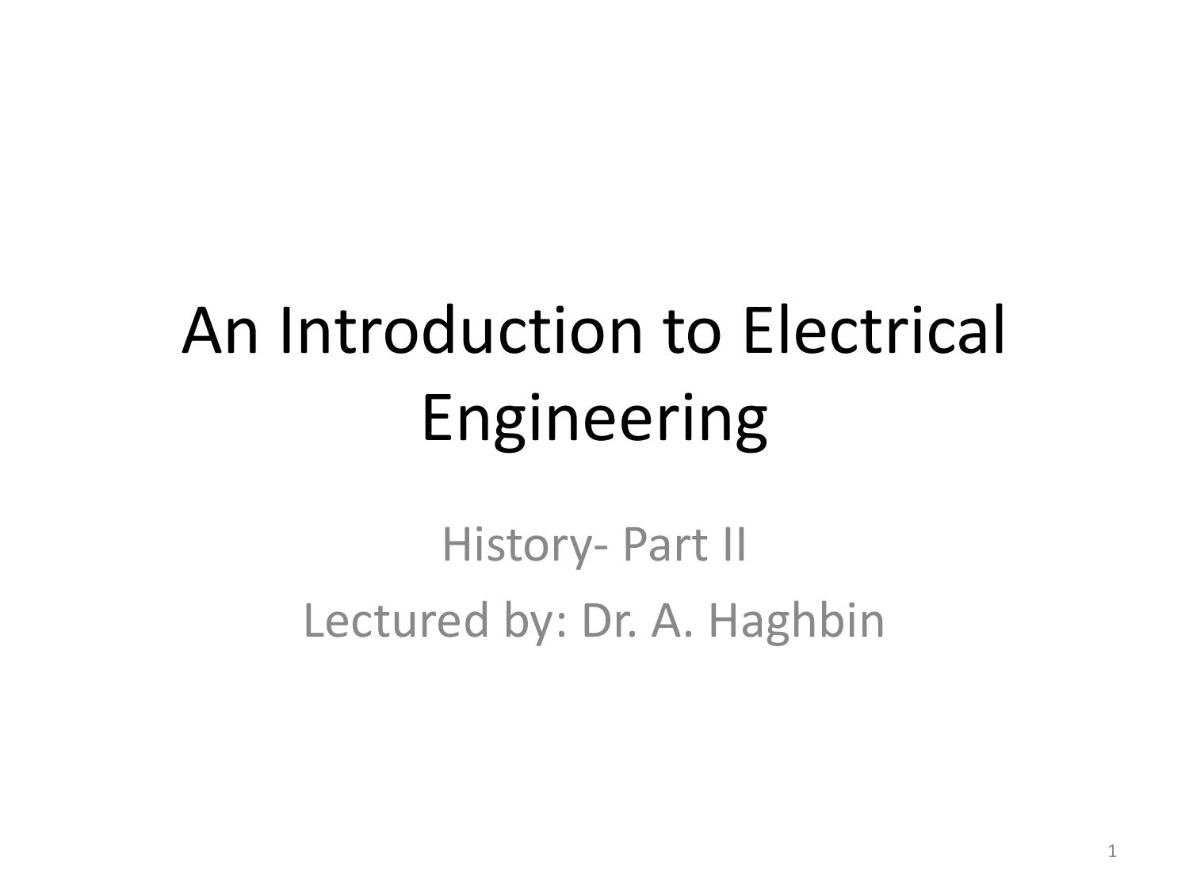# An Introduction to Electrical Engineering

History- Part II

Lectured by: Dr. A. Haghbin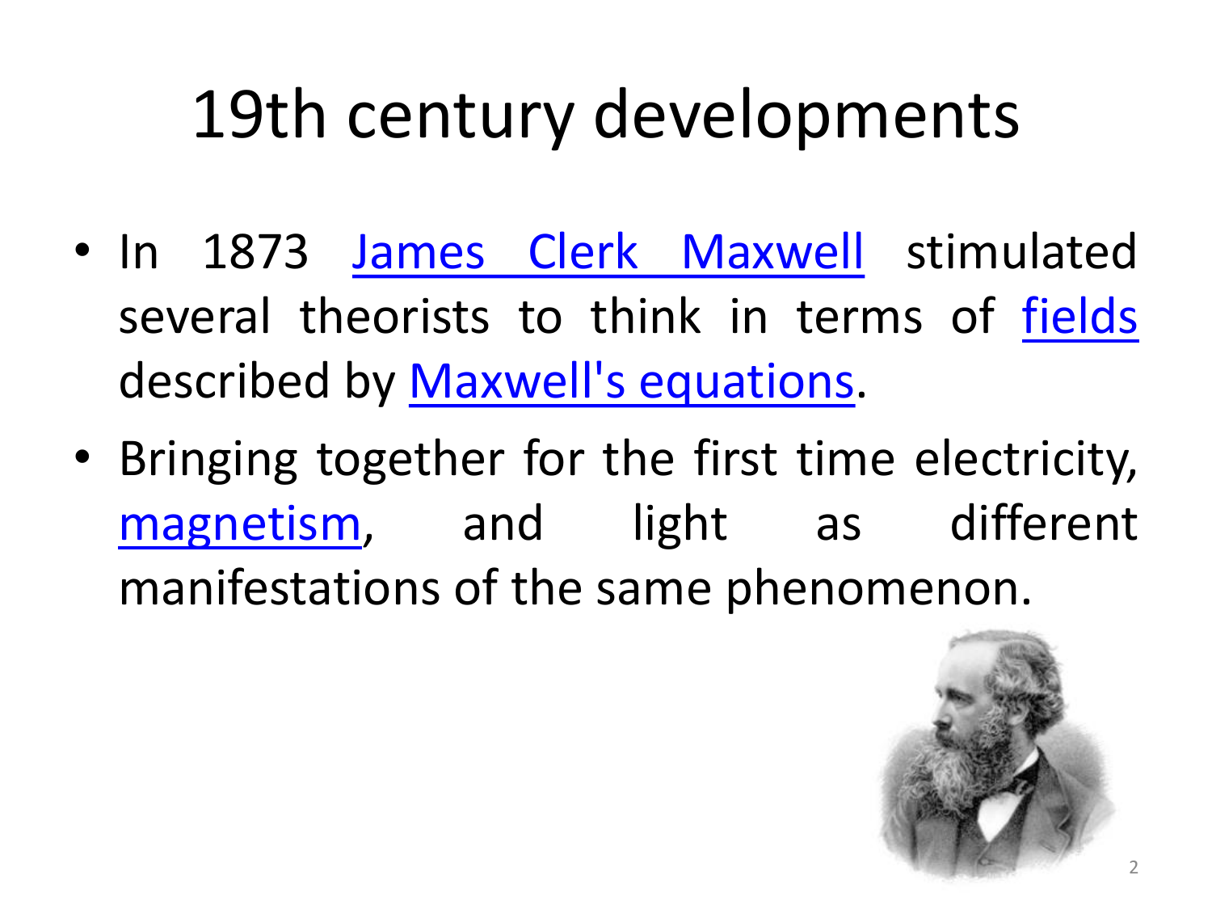# 19th century developments

- In 1873 James Clerk Maxwell stimulated several theorists to think in terms of fields described by Maxwell's equations.
- Bringing together for the first time electricity, magnetism, and light as different manifestations of the same phenomenon.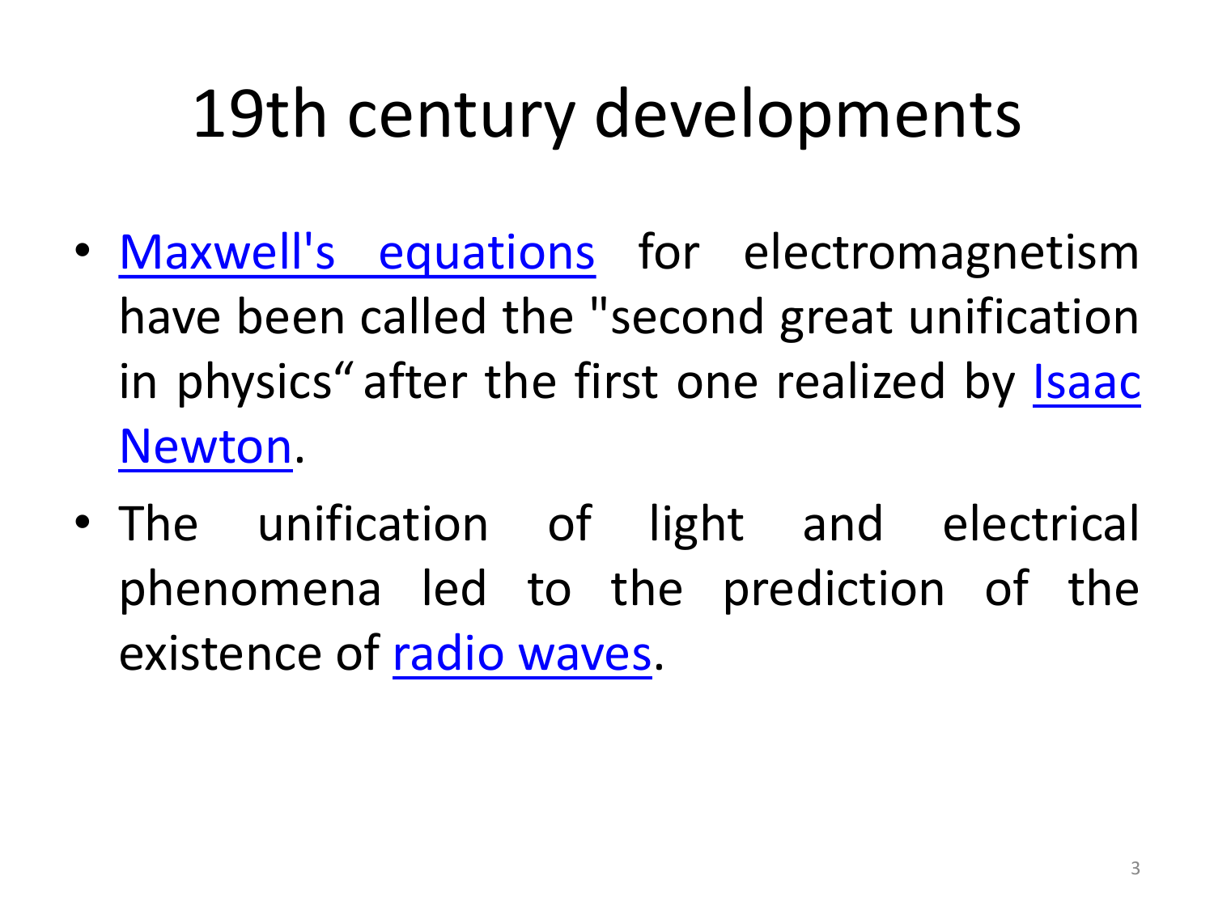# 19th century developments

- Maxwell's equations for electromagnetism have been called the "second great unification in physics" after the first one realized by Isaac Newton.
- The unification of light and electrical phenomena led to the prediction of the existence of radio waves.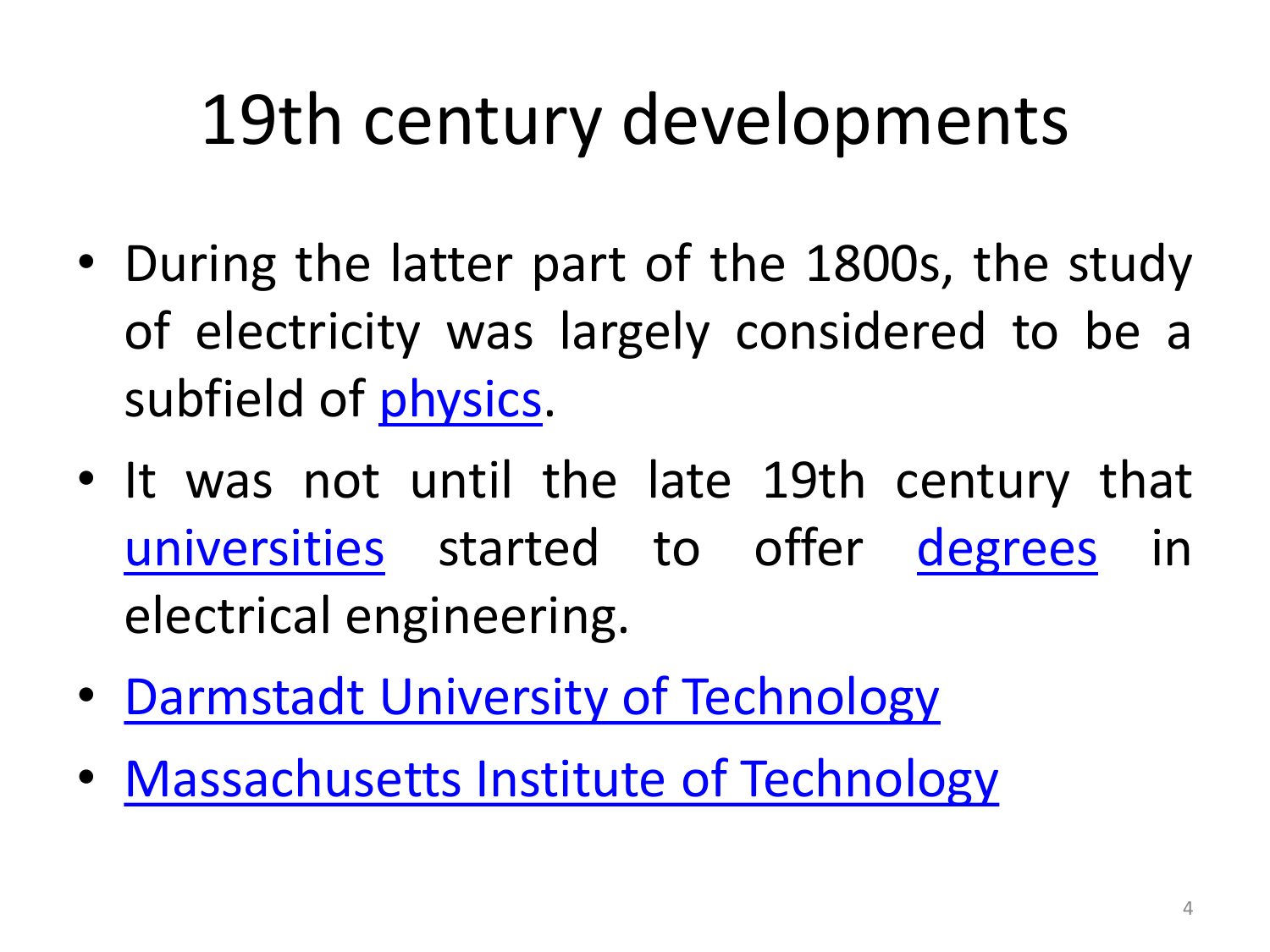# 19th century developments

- During the latter part of the 1800s, the study of electricity was largely considered to be a subfield of physics.
- It was not until the late 19th century that universities started to offer degrees in electrical engineering.
- Darmstadt University of Technology
- Massachusetts Institute of Technology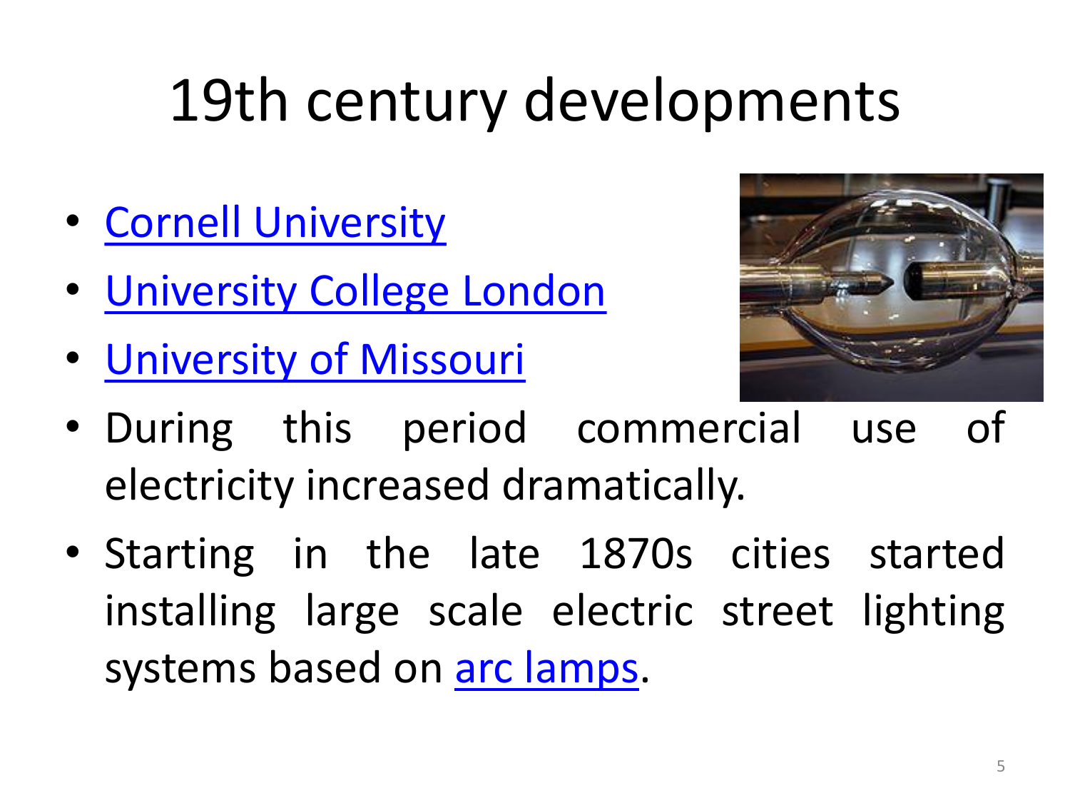# 19th century developments

- Cornell University
- University College London
- University of Missouri
- During this period commercial use of electricity increased dramatically.
- Starting in the late 1870s cities started installing large scale electric street lighting systems based on arc lamps.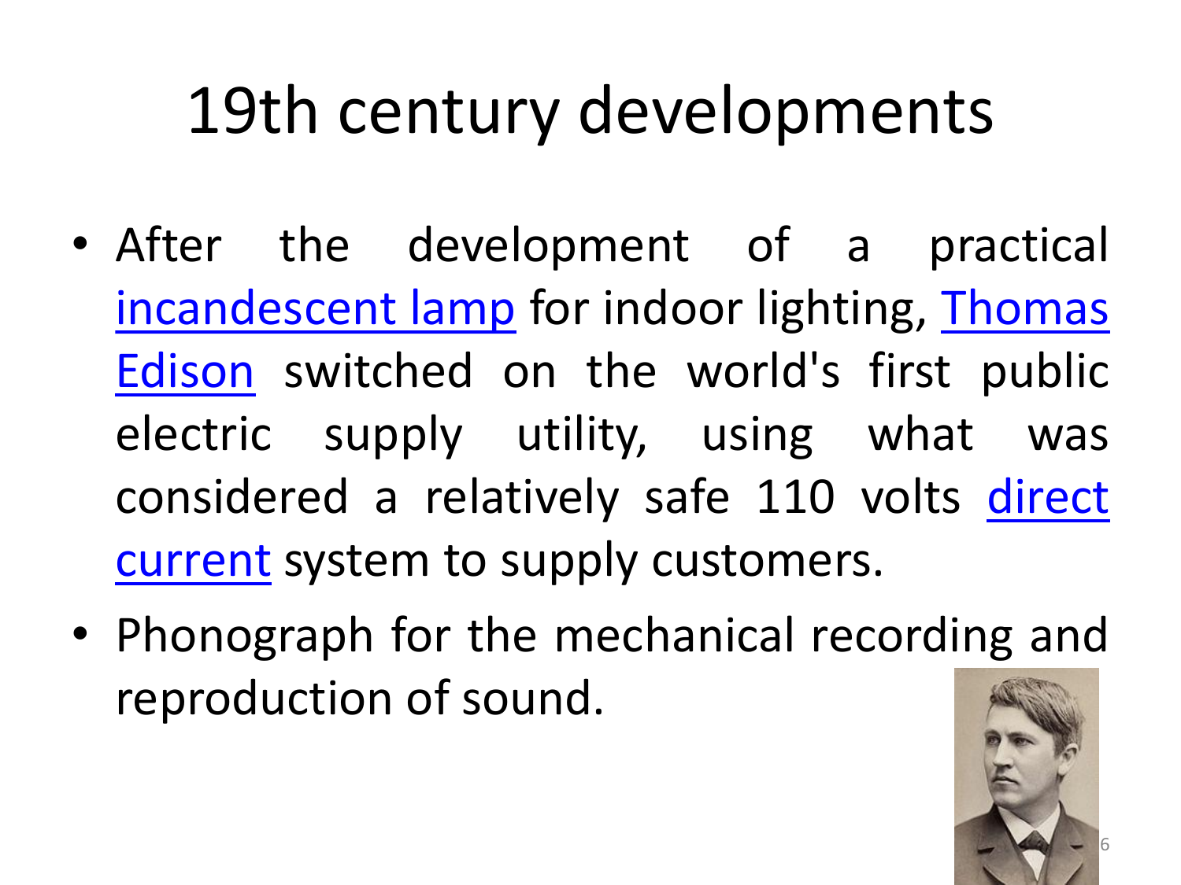# 19th century developments

- After the development of a practical incandescent lamp for indoor lighting, Thomas Edison switched on the world's first public electric supply utility, using what was considered a relatively safe 110 volts direct current system to supply customers.
- Phonograph for the mechanical recording and reproduction of sound.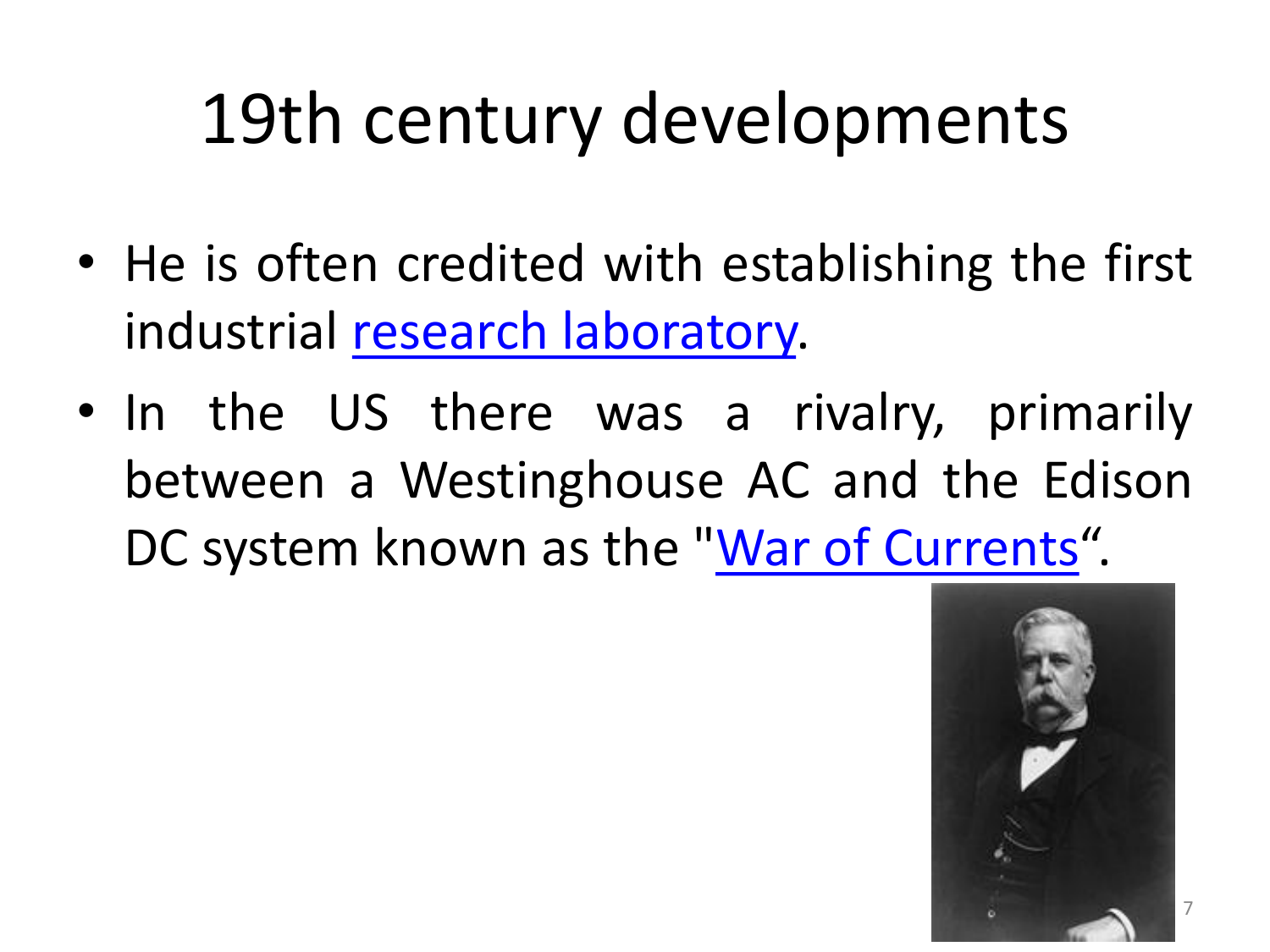# 19th century developments

- He is often credited with establishing the first industrial research laboratory.
- In the US there was a rivalry, primarily between a Westinghouse AC and the Edison DC system known as the "War of Currents".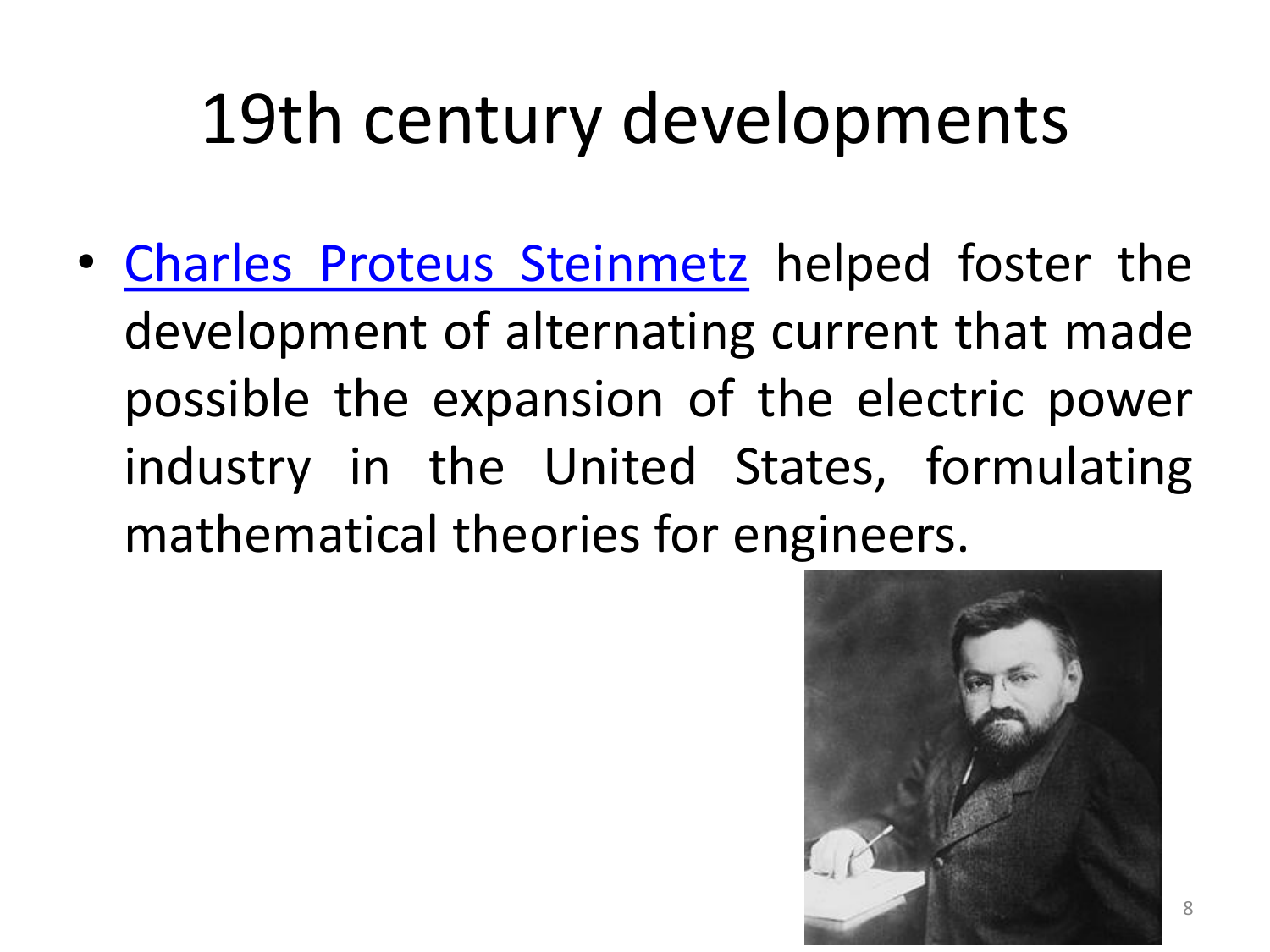# 19th century developments

- Charles Proteus Steinmetz helped foster the development of alternating current that made possible the expansion of the electric power industry in the United States, formulating mathematical theories for engineers.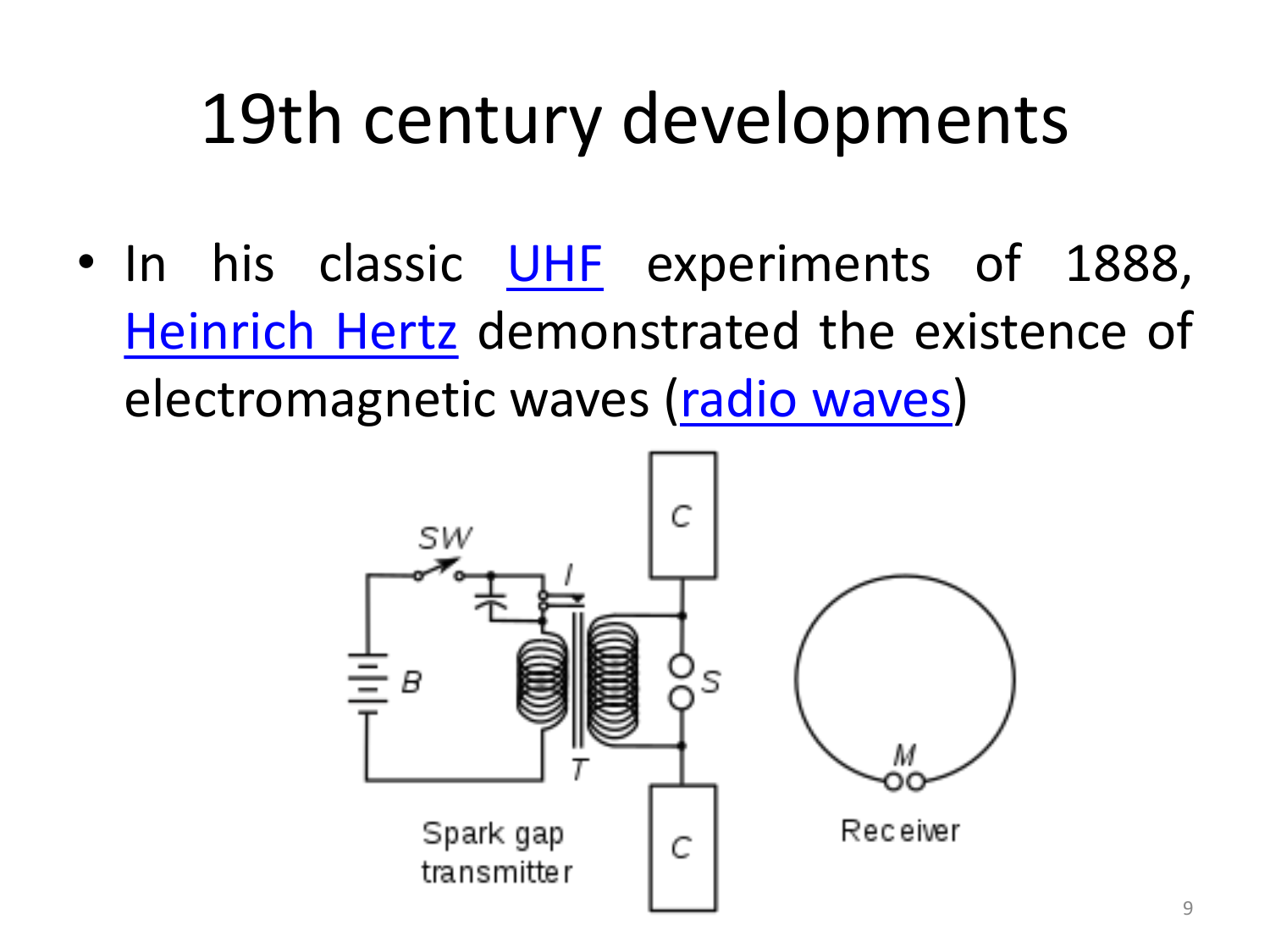# 19th century developments

- In his classic UHF experiments of 1888, Heinrich Hertz demonstrated the existence of electromagnetic waves (radio waves)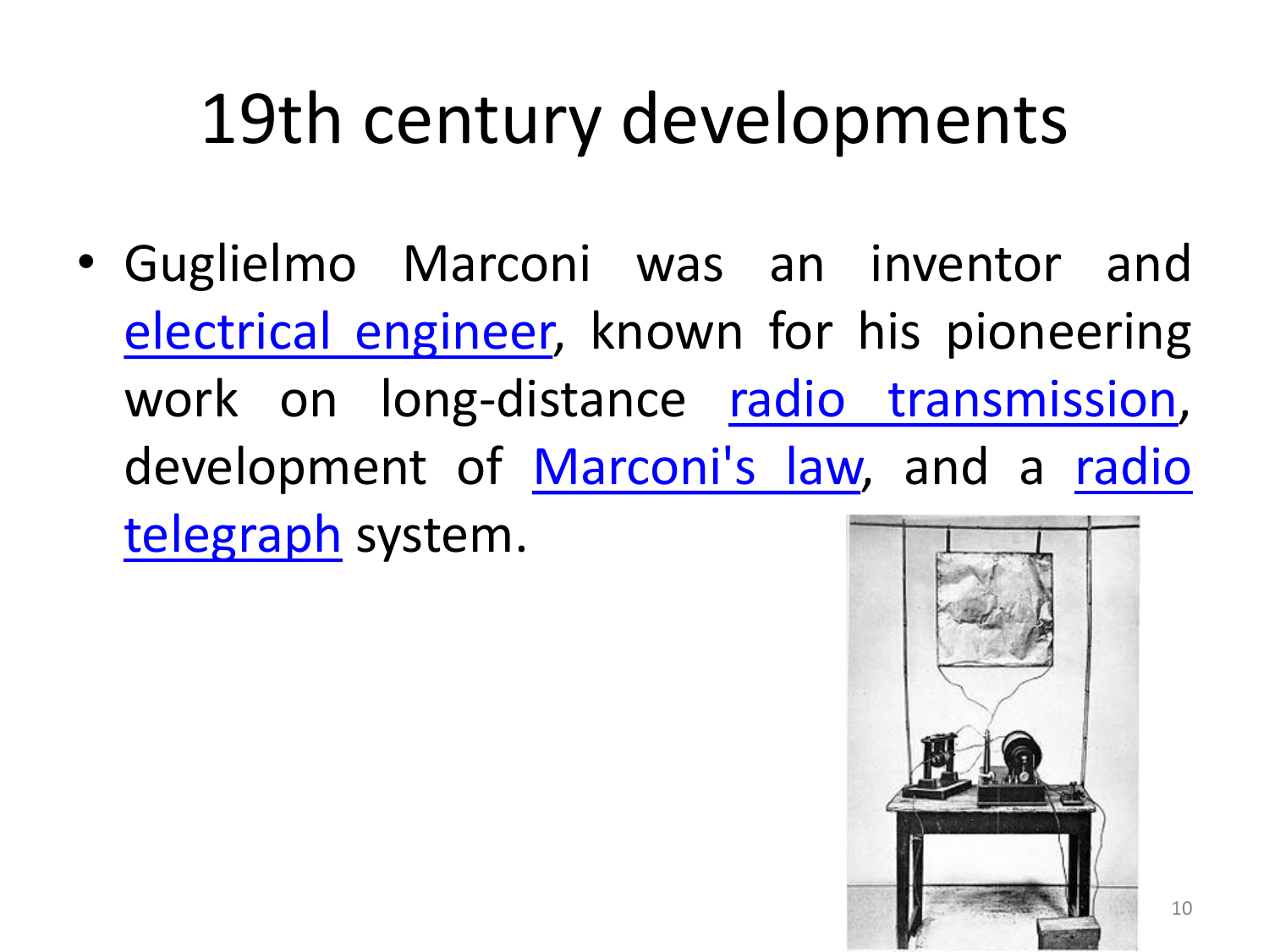# 19th century developments

- Guglielmo Marconi was an inventor and electrical engineer, known for his pioneering work on long-distance radio transmission, development of Marconi's law, and a radio telegraph system.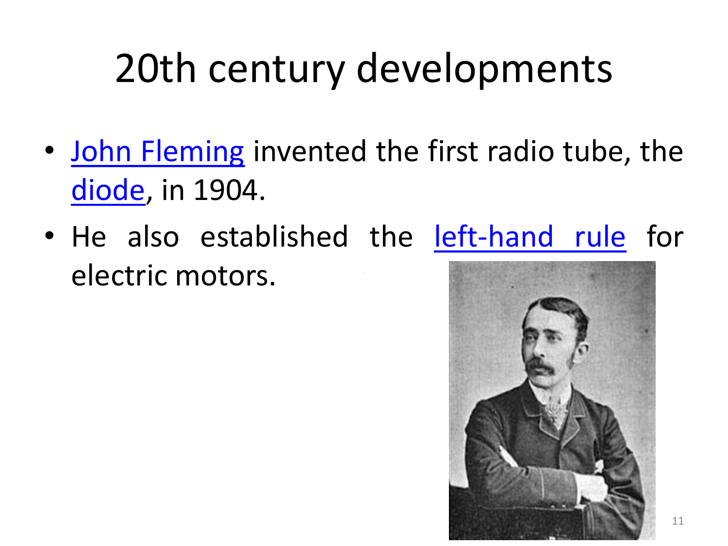# 20th century developments

- John Fleming invented the first radio tube, the diode, in 1904.
- He also established the left-hand rule for electric motors.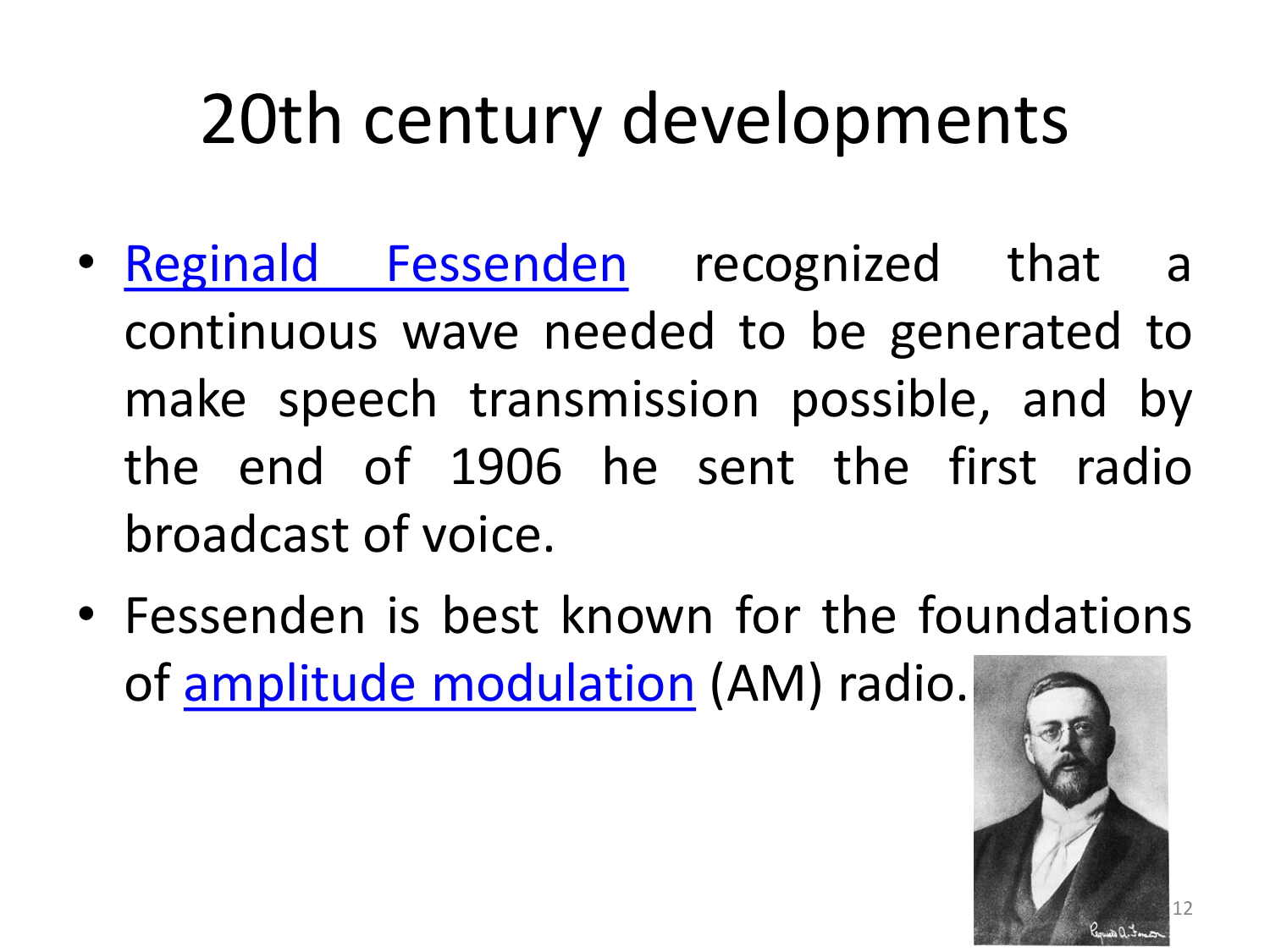# 20th century developments

- Reginald Fessenden recognized that a continuous wave needed to be generated to make speech transmission possible, and by the end of 1906 he sent the first radio broadcast of voice.
- Fessenden is best known for the foundations of amplitude modulation (AM) radio.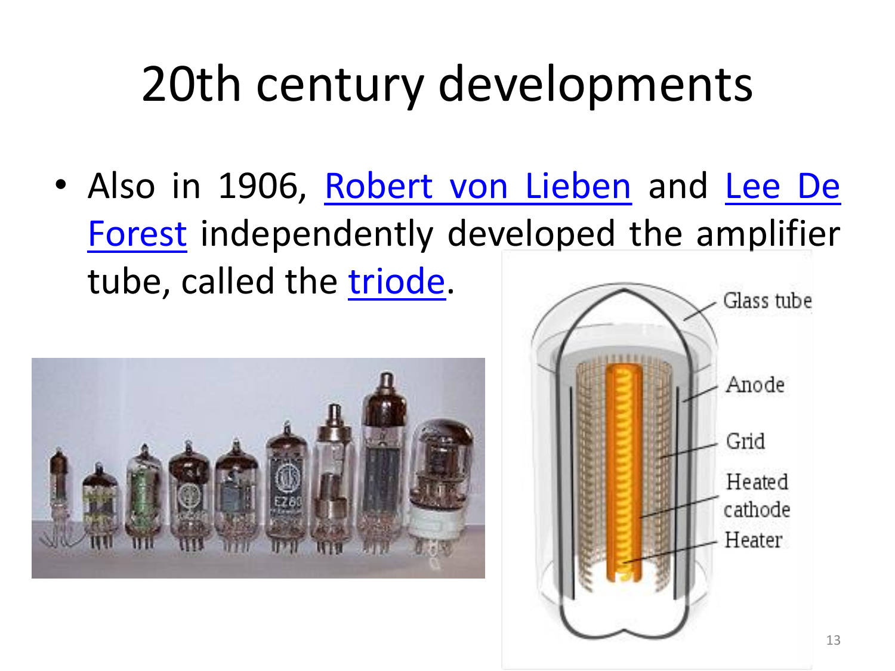# 20th century developments

- Also in 1906, Robert von Lieben and Lee De Forest independently developed the amplifier tube, called the triode.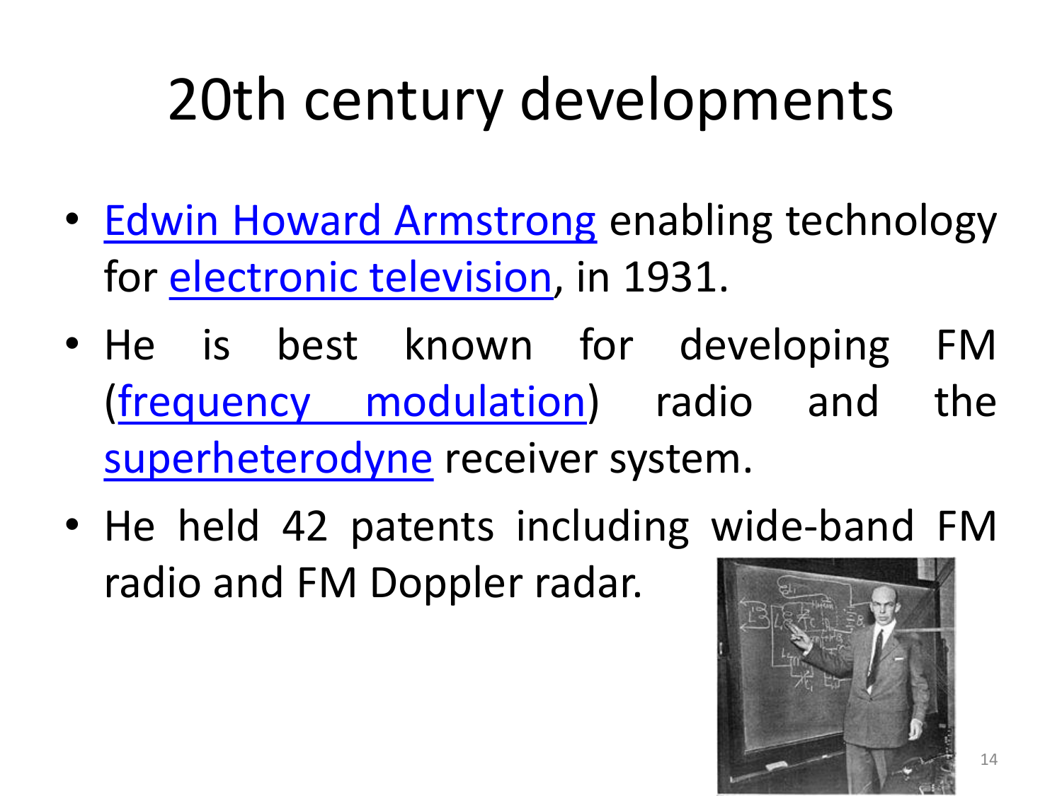# 20th century developments

- Edwin Howard Armstrong enabling technology for electronic television, in 1931.
- He is best known for developing FM (frequency modulation) radio and the superheterodyne receiver system.
- He held 42 patents including wide-band FM radio and FM Doppler radar.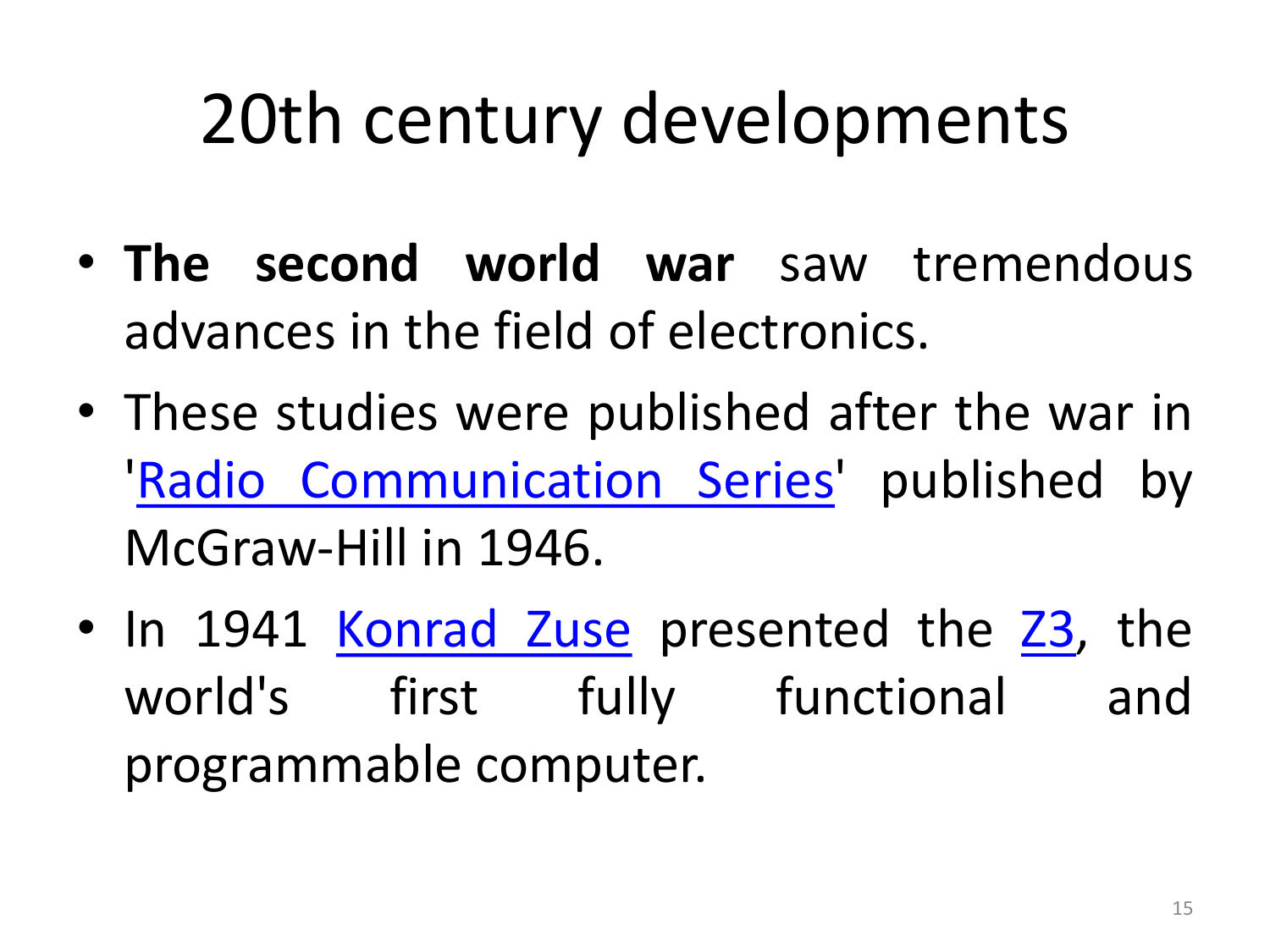# 20th century developments

- **The second world war** saw tremendous advances in the field of electronics.
- These studies were published after the war in 'Radio Communication Series' published by McGraw-Hill in 1946.
- In 1941 Konrad Zuse presented the Z3, the world's first fully functional and programmable computer.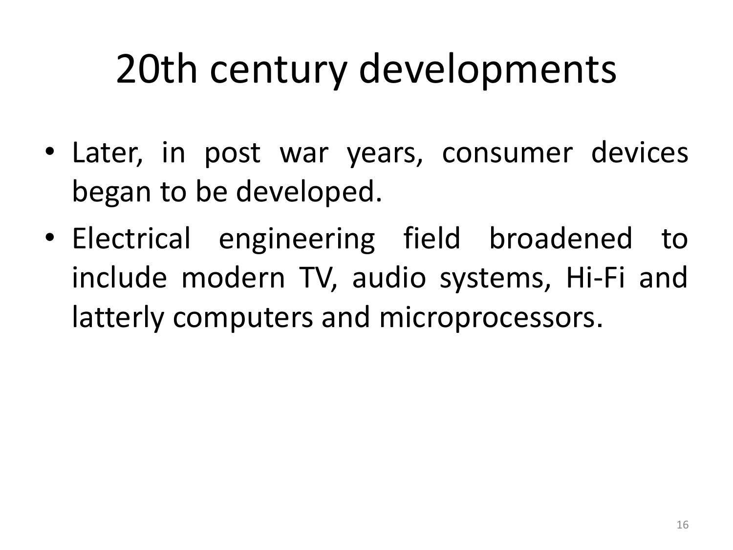# 20th century developments

- Later, in post war years, consumer devices began to be developed.
- Electrical engineering field broadened to include modern TV, audio systems, Hi-Fi and latterly computers and microprocessors.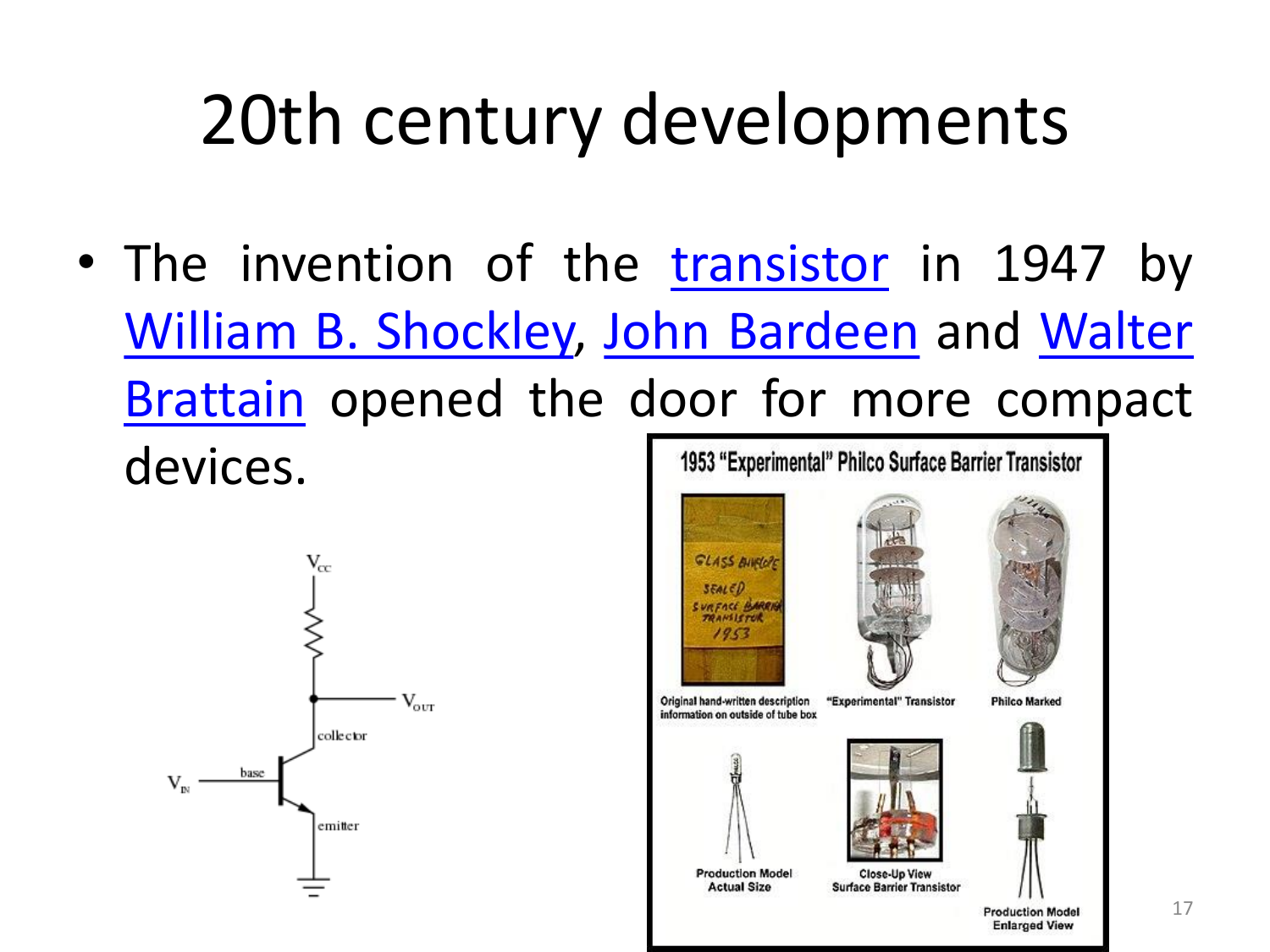# 20th century developments

- The invention of the transistor in 1947 by William B. Shockley, John Bardeen and Walter Brattain opened the door for more compact devices.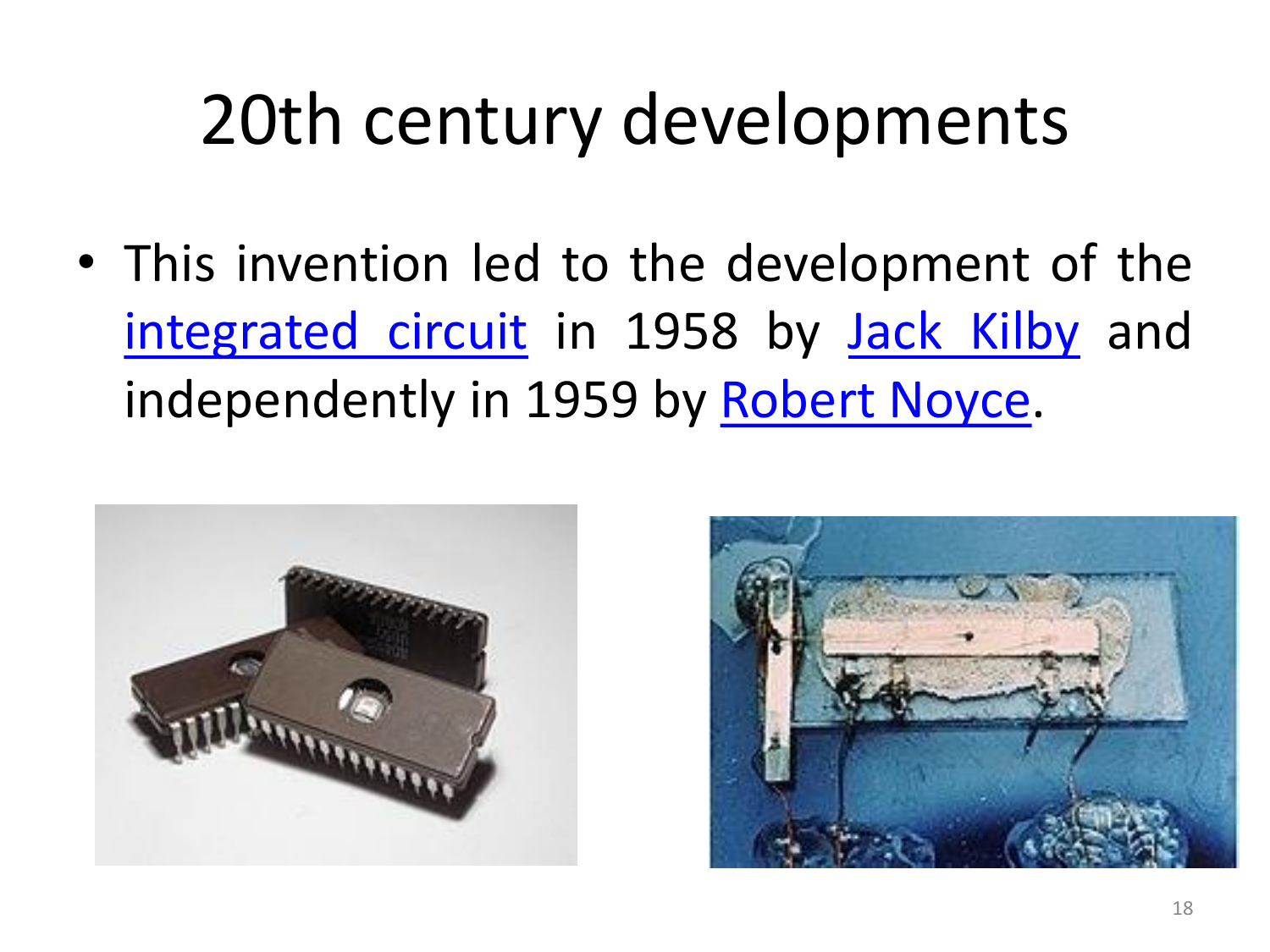# 20th century developments

- This invention led to the development of the integrated circuit in 1958 by Jack Kilby and independently in 1959 by Robert Noyce.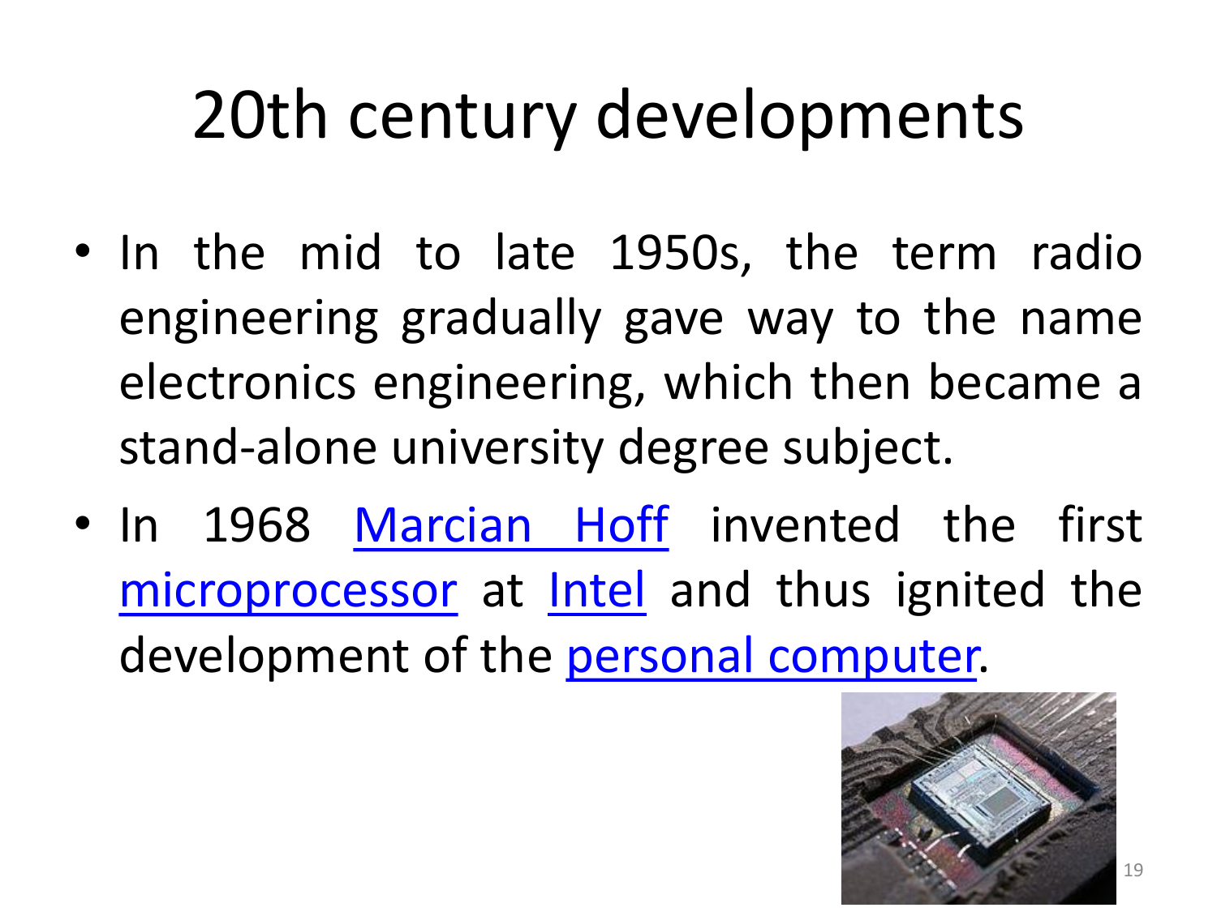# 20th century developments

- In the mid to late 1950s, the term radio engineering gradually gave way to the name electronics engineering, which then became a stand-alone university degree subject.
- In 1968 Marcian Hoff invented the first microprocessor at Intel and thus ignited the development of the personal computer.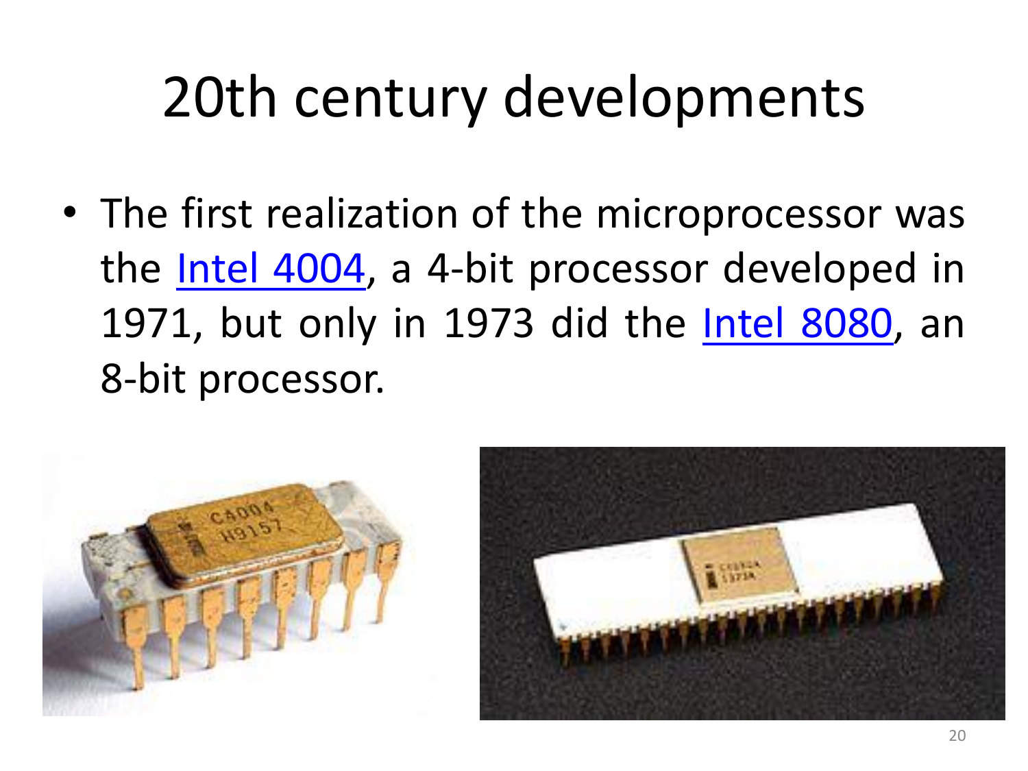# 20th century developments

- The first realization of the microprocessor was the Intel 4004, a 4-bit processor developed in 1971, but only in 1973 did the Intel 8080, an 8-bit processor.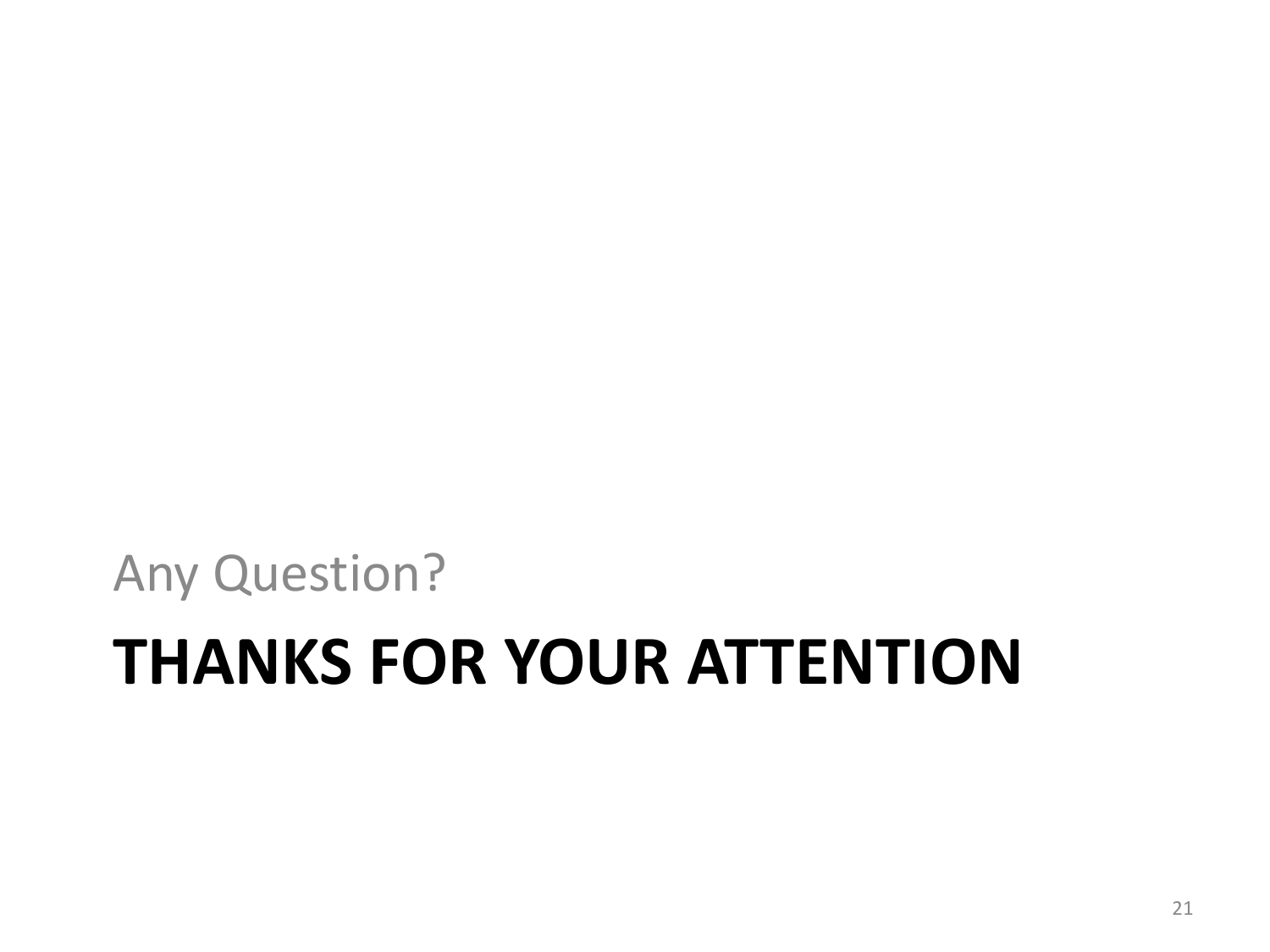Any Question?

# THANKS FOR YOUR ATTENTION